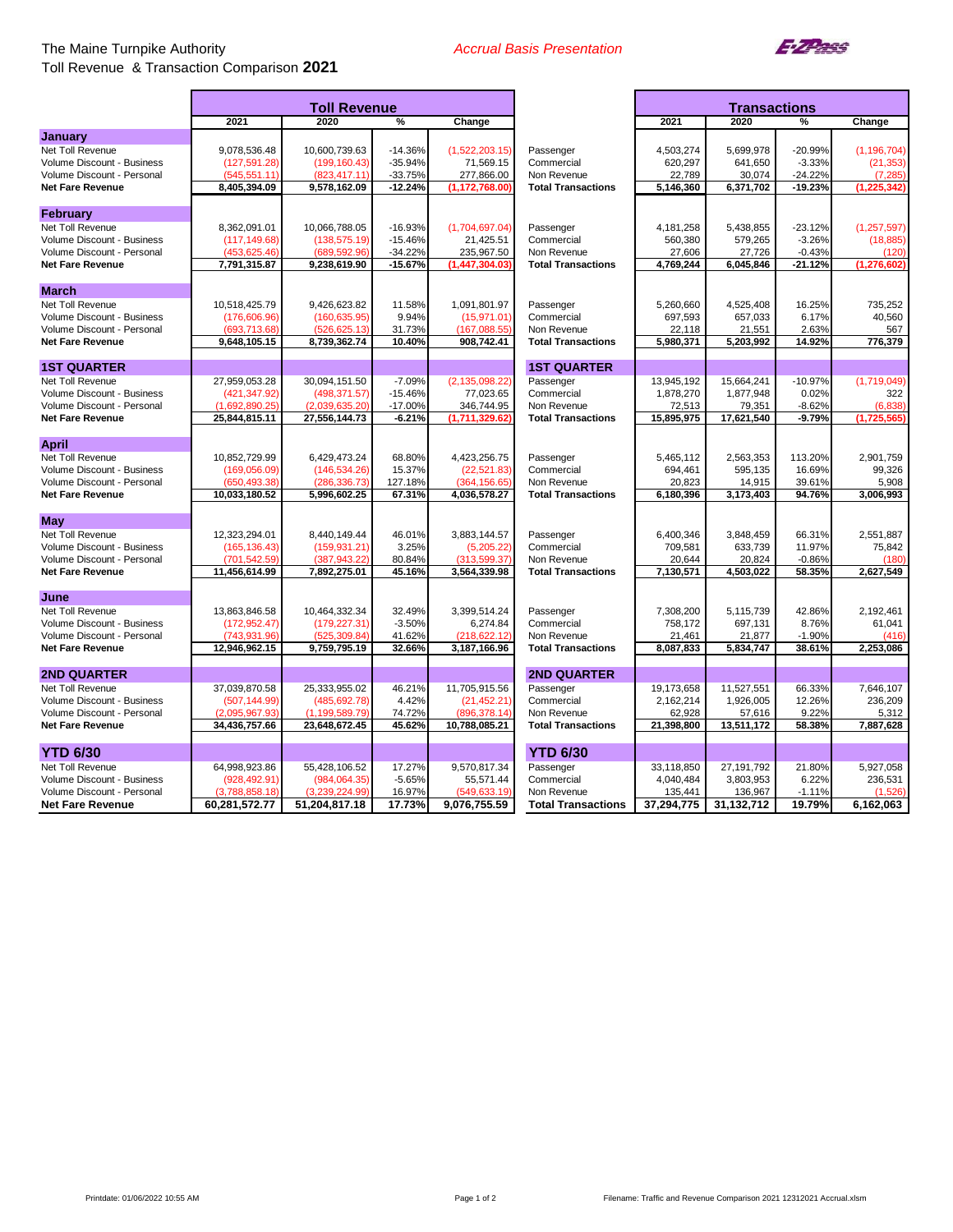The Maine Turnpike Authority

Toll Revenue & Transaction Comparison **2021**

*Accrual Basis Presentation*

| | Toll Revenue | | | | | Transactions | | | |
|---|---|---|---|---|---|---|---|---|---|
| | 2021 | 2020 | % | Change | | 2021 | 2020 | % | Change |
| **January** | | | | | | | | | |
| Net Toll Revenue | 9,078,536.48 | 10,600,739.63 | -14.36% | (1,522,203.15) | Passenger | 4,503,274 | 5,699,978 | -20.99% | (1,196,704) |
| Volume Discount - Business | (127,591.28) | (199,160.43) | -35.94% | 71,569.15 | Commercial | 620,297 | 641,650 | -3.33% | (21,353) |
| Volume Discount - Personal | (545,551.11) | (823,417.11) | -33.75% | 277,866.00 | Non Revenue | 22,789 | 30,074 | -24.22% | (7,285) |
| **Net Fare Revenue** | **8,405,394.09** | **9,578,162.09** | **-12.24%** | **(1,172,768.00)** | **Total Transactions** | **5,146,360** | **6,371,702** | **-19.23%** | **(1,225,342)** |
| **February** | | | | | | | | | |
| Net Toll Revenue | 8,362,091.01 | 10,066,788.05 | -16.93% | (1,704,697.04) | Passenger | 4,181,258 | 5,438,855 | -23.12% | (1,257,597) |
| Volume Discount - Business | (117,149.68) | (138,575.19) | -15.46% | 21,425.51 | Commercial | 560,380 | 579,265 | -3.26% | (18,885) |
| Volume Discount - Personal | (453,625.46) | (689,592.96) | -34.22% | 235,967.50 | Non Revenue | 27,606 | 27,726 | -0.43% | (120) |
| **Net Fare Revenue** | **7,791,315.87** | **9,238,619.90** | **-15.67%** | **(1,447,304.03)** | **Total Transactions** | **4,769,244** | **6,045,846** | **-21.12%** | **(1,276,602)** |
| **March** | | | | | | | | | |
| Net Toll Revenue | 10,518,425.79 | 9,426,623.82 | 11.58% | 1,091,801.97 | Passenger | 5,260,660 | 4,525,408 | 16.25% | 735,252 |
| Volume Discount - Business | (176,606.96) | (160,635.95) | 9.94% | (15,971.01) | Commercial | 697,593 | 657,033 | 6.17% | 40,560 |
| Volume Discount - Personal | (693,713.68) | (526,625.13) | 31.73% | (167,088.55) | Non Revenue | 22,118 | 21,551 | 2.63% | 567 |
| **Net Fare Revenue** | **9,648,105.15** | **8,739,362.74** | **10.40%** | **908,742.41** | **Total Transactions** | **5,980,371** | **5,203,992** | **14.92%** | **776,379** |
| **1ST QUARTER** | | | | | **1ST QUARTER** | | | | |
| Net Toll Revenue | 27,959,053.28 | 30,094,151.50 | -7.09% | (2,135,098.22) | Passenger | 13,945,192 | 15,664,241 | -10.97% | (1,719,049) |
| Volume Discount - Business | (421,347.92) | (498,371.57) | -15.46% | 77,023.65 | Commercial | 1,878,270 | 1,877,948 | 0.02% | 322 |
| Volume Discount - Personal | (1,692,890.25) | (2,039,635.20) | -17.00% | 346,744.95 | Non Revenue | 72,513 | 79,351 | -8.62% | (6,838) |
| **Net Fare Revenue** | **25,844,815.11** | **27,556,144.73** | **-6.21%** | **(1,711,329.62)** | **Total Transactions** | **15,895,975** | **17,621,540** | **-9.79%** | **(1,725,565)** |
| **April** | | | | | | | | | |
| Net Toll Revenue | 10,852,729.99 | 6,429,473.24 | 68.80% | 4,423,256.75 | Passenger | 5,465,112 | 2,563,353 | 113.20% | 2,901,759 |
| Volume Discount - Business | (169,056.09) | (146,534.26) | 15.37% | (22,521.83) | Commercial | 694,461 | 595,135 | 16.69% | 99,326 |
| Volume Discount - Personal | (650,493.38) | (286,336.73) | 127.18% | (364,156.65) | Non Revenue | 20,823 | 14,915 | 39.61% | 5,908 |
| **Net Fare Revenue** | **10,033,180.52** | **5,996,602.25** | **67.31%** | **4,036,578.27** | **Total Transactions** | **6,180,396** | **3,173,403** | **94.76%** | **3,006,993** |
| **May** | | | | | | | | | |
| Net Toll Revenue | 12,323,294.01 | 8,440,149.44 | 46.01% | 3,883,144.57 | Passenger | 6,400,346 | 3,848,459 | 66.31% | 2,551,887 |
| Volume Discount - Business | (165,136.43) | (159,931.21) | 3.25% | (5,205.22) | Commercial | 709,581 | 633,739 | 11.97% | 75,842 |
| Volume Discount - Personal | (701,542.59) | (387,943.22) | 80.84% | (313,599.37) | Non Revenue | 20,644 | 20,824 | -0.86% | (180) |
| **Net Fare Revenue** | **11,456,614.99** | **7,892,275.01** | **45.16%** | **3,564,339.98** | **Total Transactions** | **7,130,571** | **4,503,022** | **58.35%** | **2,627,549** |
| **June** | | | | | | | | | |
| Net Toll Revenue | 13,863,846.58 | 10,464,332.34 | 32.49% | 3,399,514.24 | Passenger | 7,308,200 | 5,115,739 | 42.86% | 2,192,461 |
| Volume Discount - Business | (172,952.47) | (179,227.31) | -3.50% | 6,274.84 | Commercial | 758,172 | 697,131 | 8.76% | 61,041 |
| Volume Discount - Personal | (743,931.96) | (525,309.84) | 41.62% | (218,622.12) | Non Revenue | 21,461 | 21,877 | -1.90% | (416) |
| **Net Fare Revenue** | **12,946,962.15** | **9,759,795.19** | **32.66%** | **3,187,166.96** | **Total Transactions** | **8,087,833** | **5,834,747** | **38.61%** | **2,253,086** |
| **2ND QUARTER** | | | | | **2ND QUARTER** | | | | |
| Net Toll Revenue | 37,039,870.58 | 25,333,955.02 | 46.21% | 11,705,915.56 | Passenger | 19,173,658 | 11,527,551 | 66.33% | 7,646,107 |
| Volume Discount - Business | (507,144.99) | (485,692.78) | 4.42% | (21,452.21) | Commercial | 2,162,214 | 1,926,005 | 12.26% | 236,209 |
| Volume Discount - Personal | (2,095,967.93) | (1,199,589.79) | 74.72% | (896,378.14) | Non Revenue | 62,928 | 57,616 | 9.22% | 5,312 |
| **Net Fare Revenue** | **34,436,757.66** | **23,648,672.45** | **45.62%** | **10,788,085.21** | **Total Transactions** | **21,398,800** | **13,511,172** | **58.38%** | **7,887,628** |
| **YTD 6/30** | | | | | **YTD 6/30** | | | | |
| Net Toll Revenue | 64,998,923.86 | 55,428,106.52 | 17.27% | 9,570,817.34 | Passenger | 33,118,850 | 27,191,792 | 21.80% | 5,927,058 |
| Volume Discount - Business | (928,492.91) | (984,064.35) | -5.65% | 55,571.44 | Commercial | 4,040,484 | 3,803,953 | 6.22% | 236,531 |
| Volume Discount - Personal | (3,788,858.18) | (3,239,224.99) | 16.97% | (549,633.19) | Non Revenue | 135,441 | 136,967 | -1.11% | (1,526) |
| **Net Fare Revenue** | **60,281,572.77** | **51,204,817.18** | **17.73%** | **9,076,755.59** | **Total Transactions** | **37,294,775** | **31,132,712** | **19.79%** | **6,162,063** |

Printdate: 01/06/2022 10:55 AM

Filename: Traffic and Revenue Comparison 2021 12312021 Accrual.xlsm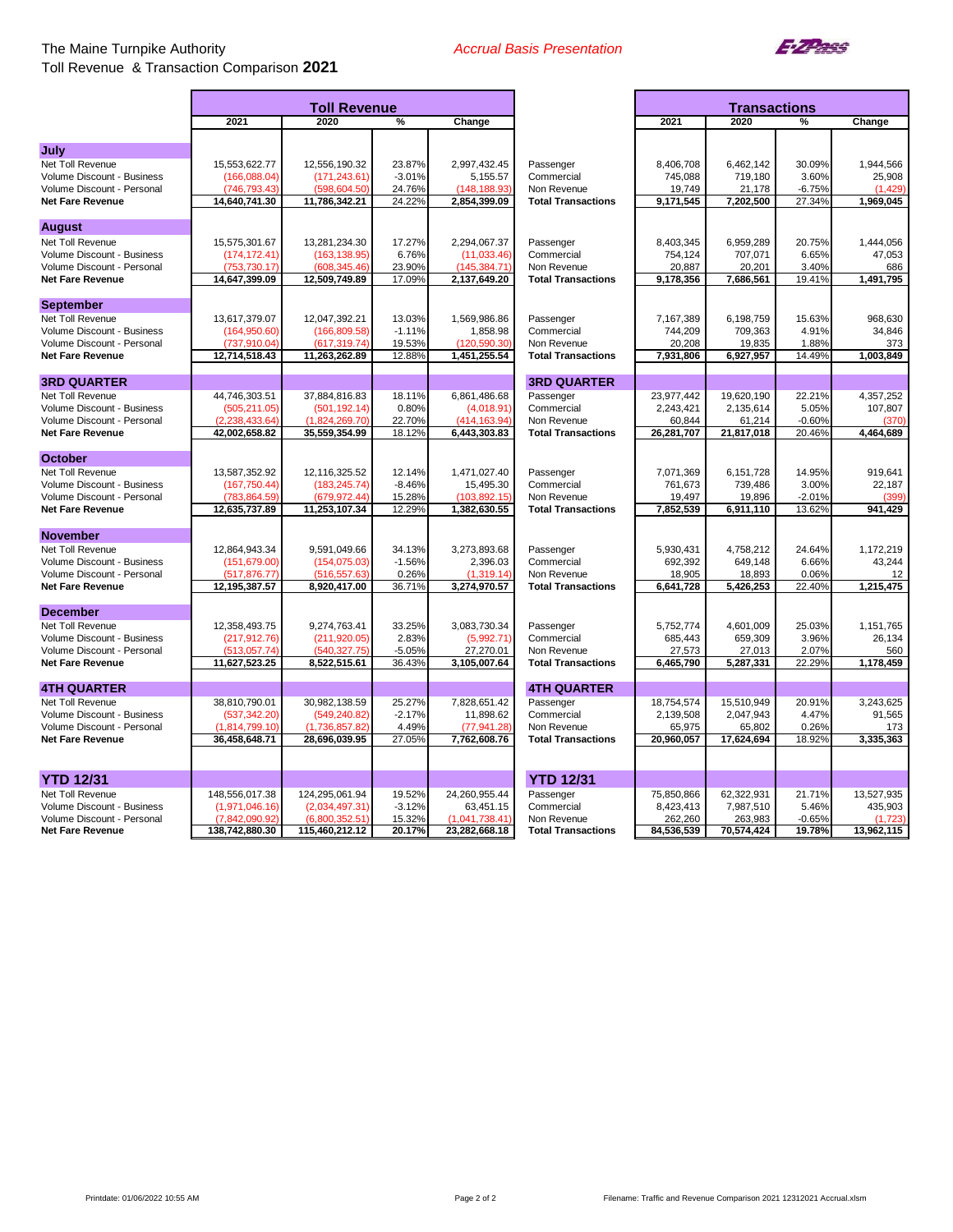The Maine Turnpike Authority

Toll Revenue & Transaction Comparison **2021**

*Accrual Basis Presentation*

| | Toll Revenue 2021 | 2020 | % | Change | | Transactions 2021 | 2020 | % | Change |
|---|---|---|---|---|---|---|---|---|---|
| **July** | | | | | | | | | |
| Net Toll Revenue | 15,553,622.77 | 12,556,190.32 | 23.87% | 2,997,432.45 | Passenger | 8,406,708 | 6,462,142 | 30.09% | 1,944,566 |
| Volume Discount - Business | (166,088.04) | (171,243.61) | -3.01% | 5,155.57 | Commercial | 745,088 | 719,180 | 3.60% | 25,908 |
| Volume Discount - Personal | (746,793.43) | (598,604.50) | 24.76% | (148,188.93) | Non Revenue | 19,749 | 21,178 | -6.75% | (1,429) |
| **Net Fare Revenue** | **14,640,741.30** | **11,786,342.21** | **24.22%** | **2,854,399.09** | **Total Transactions** | **9,171,545** | **7,202,500** | **27.34%** | **1,969,045** |
| **August** | | | | | | | | | |
| Net Toll Revenue | 15,575,301.67 | 13,281,234.30 | 17.27% | 2,294,067.37 | Passenger | 8,403,345 | 6,959,289 | 20.75% | 1,444,056 |
| Volume Discount - Business | (174,172.41) | (163,138.95) | 6.76% | (11,033.46) | Commercial | 754,124 | 707,071 | 6.65% | 47,053 |
| Volume Discount - Personal | (753,730.17) | (608,345.46) | 23.90% | (145,384.71) | Non Revenue | 20,887 | 20,201 | 3.40% | 686 |
| **Net Fare Revenue** | **14,647,399.09** | **12,509,749.89** | **17.09%** | **2,137,649.20** | **Total Transactions** | **9,178,356** | **7,686,561** | **19.41%** | **1,491,795** |
| **September** | | | | | | | | | |
| Net Toll Revenue | 13,617,379.07 | 12,047,392.21 | 13.03% | 1,569,986.86 | Passenger | 7,167,389 | 6,198,759 | 15.63% | 968,630 |
| Volume Discount - Business | (164,950.60) | (166,809.58) | -1.11% | 1,858.98 | Commercial | 744,209 | 709,363 | 4.91% | 34,846 |
| Volume Discount - Personal | (737,910.04) | (617,319.74) | 19.53% | (120,590.30) | Non Revenue | 20,208 | 19,835 | 1.88% | 373 |
| **Net Fare Revenue** | **12,714,518.43** | **11,263,262.89** | **12.88%** | **1,451,255.54** | **Total Transactions** | **7,931,806** | **6,927,957** | **14.49%** | **1,003,849** |
| **3RD QUARTER** | | | | | **3RD QUARTER** | | | | |
| Net Toll Revenue | 44,746,303.51 | 37,884,816.83 | 18.11% | 6,861,486.68 | Passenger | 23,977,442 | 19,620,190 | 22.21% | 4,357,252 |
| Volume Discount - Business | (505,211.05) | (501,192.14) | 0.80% | (4,018.91) | Commercial | 2,243,421 | 2,135,614 | 5.05% | 107,807 |
| Volume Discount - Personal | (2,238,433.64) | (1,824,269.70) | 22.70% | (414,163.94) | Non Revenue | 60,844 | 61,214 | -0.60% | (370) |
| **Net Fare Revenue** | **42,002,658.82** | **35,559,354.99** | **18.12%** | **6,443,303.83** | **Total Transactions** | **26,281,707** | **21,817,018** | **20.46%** | **4,464,689** |
| **October** | | | | | | | | | |
| Net Toll Revenue | 13,587,352.92 | 12,116,325.52 | 12.14% | 1,471,027.40 | Passenger | 7,071,369 | 6,151,728 | 14.95% | 919,641 |
| Volume Discount - Business | (167,750.44) | (183,245.74) | -8.46% | 15,495.30 | Commercial | 761,673 | 739,486 | 3.00% | 22,187 |
| Volume Discount - Personal | (783,864.59) | (679,972.44) | 15.28% | (103,892.15) | Non Revenue | 19,497 | 19,896 | -2.01% | (399) |
| **Net Fare Revenue** | **12,635,737.89** | **11,253,107.34** | **12.29%** | **1,382,630.55** | **Total Transactions** | **7,852,539** | **6,911,110** | **13.62%** | **941,429** |
| **November** | | | | | | | | | |
| Net Toll Revenue | 12,864,943.34 | 9,591,049.66 | 34.13% | 3,273,893.68 | Passenger | 5,930,431 | 4,758,212 | 24.64% | 1,172,219 |
| Volume Discount - Business | (151,679.00) | (154,075.03) | -1.56% | 2,396.03 | Commercial | 692,392 | 649,148 | 6.66% | 43,244 |
| Volume Discount - Personal | (517,876.77) | (516,557.63) | 0.26% | (1,319.14) | Non Revenue | 18,905 | 18,893 | 0.06% | 12 |
| **Net Fare Revenue** | **12,195,387.57** | **8,920,417.00** | **36.71%** | **3,274,970.57** | **Total Transactions** | **6,641,728** | **5,426,253** | **22.40%** | **1,215,475** |
| **December** | | | | | | | | | |
| Net Toll Revenue | 12,358,493.75 | 9,274,763.41 | 33.25% | 3,083,730.34 | Passenger | 5,752,774 | 4,601,009 | 25.03% | 1,151,765 |
| Volume Discount - Business | (217,912.76) | (211,920.05) | 2.83% | (5,992.71) | Commercial | 685,443 | 659,309 | 3.96% | 26,134 |
| Volume Discount - Personal | (513,057.74) | (540,327.75) | -5.05% | 27,270.01 | Non Revenue | 27,573 | 27,013 | 2.07% | 560 |
| **Net Fare Revenue** | **11,627,523.25** | **8,522,515.61** | **36.43%** | **3,105,007.64** | **Total Transactions** | **6,465,790** | **5,287,331** | **22.29%** | **1,178,459** |
| **4TH QUARTER** | | | | | **4TH QUARTER** | | | | |
| Net Toll Revenue | 38,810,790.01 | 30,982,138.59 | 25.27% | 7,828,651.42 | Passenger | 18,754,574 | 15,510,949 | 20.91% | 3,243,625 |
| Volume Discount - Business | (537,342.20) | (549,240.82) | -2.17% | 11,898.62 | Commercial | 2,139,508 | 2,047,943 | 4.47% | 91,565 |
| Volume Discount - Personal | (1,814,799.10) | (1,736,857.82) | 4.49% | (77,941.28) | Non Revenue | 65,975 | 65,802 | 0.26% | 173 |
| **Net Fare Revenue** | **36,458,648.71** | **28,696,039.95** | **27.05%** | **7,762,608.76** | **Total Transactions** | **20,960,057** | **17,624,694** | **18.92%** | **3,335,363** |
| **YTD 12/31** | | | | | **YTD 12/31** | | | | |
| Net Toll Revenue | 148,556,017.38 | 124,295,061.94 | 19.52% | 24,260,955.44 | Passenger | 75,850,866 | 62,322,931 | 21.71% | 13,527,935 |
| Volume Discount - Business | (1,971,046.16) | (2,034,497.31) | -3.12% | 63,451.15 | Commercial | 8,423,413 | 7,987,510 | 5.46% | 435,903 |
| Volume Discount - Personal | (7,842,090.92) | (6,800,352.51) | 15.32% | (1,041,738.41) | Non Revenue | 262,260 | 263,983 | -0.65% | (1,723) |
| **Net Fare Revenue** | **138,742,880.30** | **115,460,212.12** | **20.17%** | **23,282,668.18** | **Total Transactions** | **84,536,539** | **70,574,424** | **19.78%** | **13,962,115** |

Printdate: 01/06/2022 10:55 AM

Filename: Traffic and Revenue Comparison 2021 12312021 Accrual.xlsm